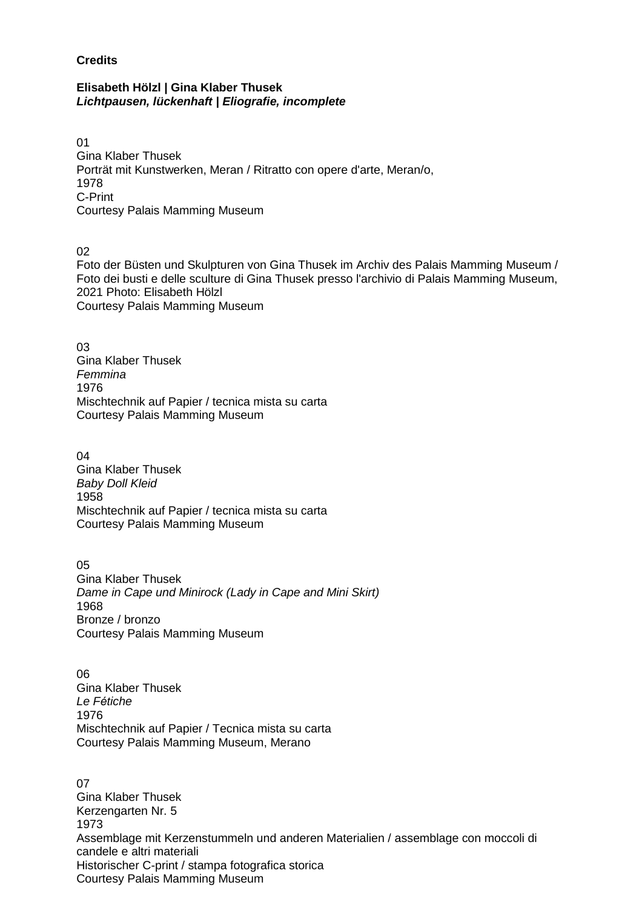**Credits**

**Elisabeth Hölzl | Gina Klaber Thusek**
***Lichtpausen, lückenhaft | Eliografie, incomplete***

01
Gina Klaber Thusek
Porträt mit Kunstwerken, Meran / Ritratto con opere d'arte, Meran/o,
1978
C-Print
Courtesy Palais Mamming Museum

02
Foto der Büsten und Skulpturen von Gina Thusek im Archiv des Palais Mamming Museum /
Foto dei busti e delle sculture di Gina Thusek presso l'archivio di Palais Mamming Museum,
2021 Photo: Elisabeth Hölzl
Courtesy Palais Mamming Museum

03
Gina Klaber Thusek
*Femmina*
1976
Mischtechnik auf Papier / tecnica mista su carta
Courtesy Palais Mamming Museum

04
Gina Klaber Thusek
*Baby Doll Kleid*
1958
Mischtechnik auf Papier / tecnica mista su carta
Courtesy Palais Mamming Museum

05
Gina Klaber Thusek
*Dame in Cape und Minirock (Lady in Cape and Mini Skirt)*
1968
Bronze / bronzo
Courtesy Palais Mamming Museum

06
Gina Klaber Thusek
*Le Fétiche*
1976
Mischtechnik auf Papier / Tecnica mista su carta
Courtesy Palais Mamming Museum, Merano

07
Gina Klaber Thusek
Kerzengarten Nr. 5
1973
Assemblage mit Kerzenstummeln und anderen Materialien / assemblage con moccoli di candele e altri materiali
Historischer C-print / stampa fotografica storica
Courtesy Palais Mamming Museum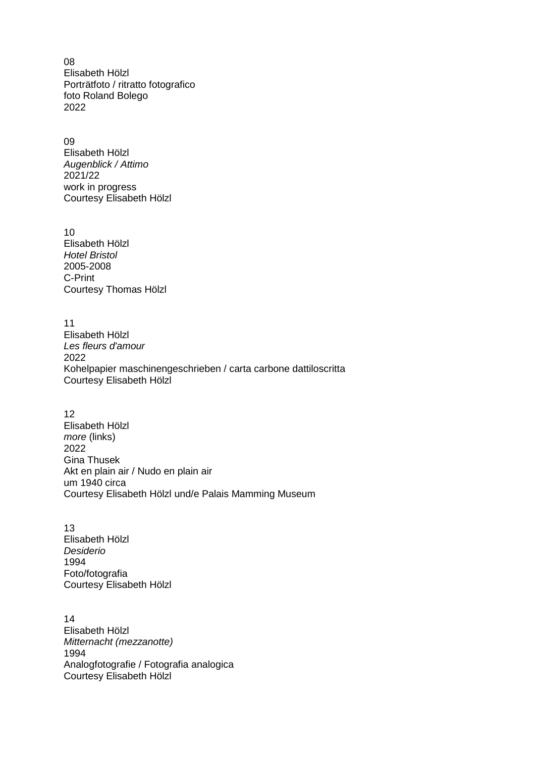08
Elisabeth Hölzl
Porträtfoto / ritratto fotografico
foto Roland Bolego
2022

09
Elisabeth Hölzl
*Augenblick / Attimo*
2021/22
work in progress
Courtesy Elisabeth Hölzl

10
Elisabeth Hölzl
*Hotel Bristol*
2005-2008
C-Print
Courtesy Thomas Hölzl

11
Elisabeth Hölzl
*Les fleurs d'amour*
2022
Kohelpapier maschinengeschrieben / carta carbone dattiloscritta
Courtesy Elisabeth Hölzl

12
Elisabeth Hölzl
*more* (links)
2022
Gina Thusek
Akt en plain air / Nudo en plain air
um 1940 circa
Courtesy Elisabeth Hölzl und/e Palais Mamming Museum

13
Elisabeth Hölzl
*Desiderio*
1994
Foto/fotografia
Courtesy Elisabeth Hölzl

14
Elisabeth Hölzl
*Mitternacht (mezzanotte)*
1994
Analogfotografie / Fotografia analogica
Courtesy Elisabeth Hölzl